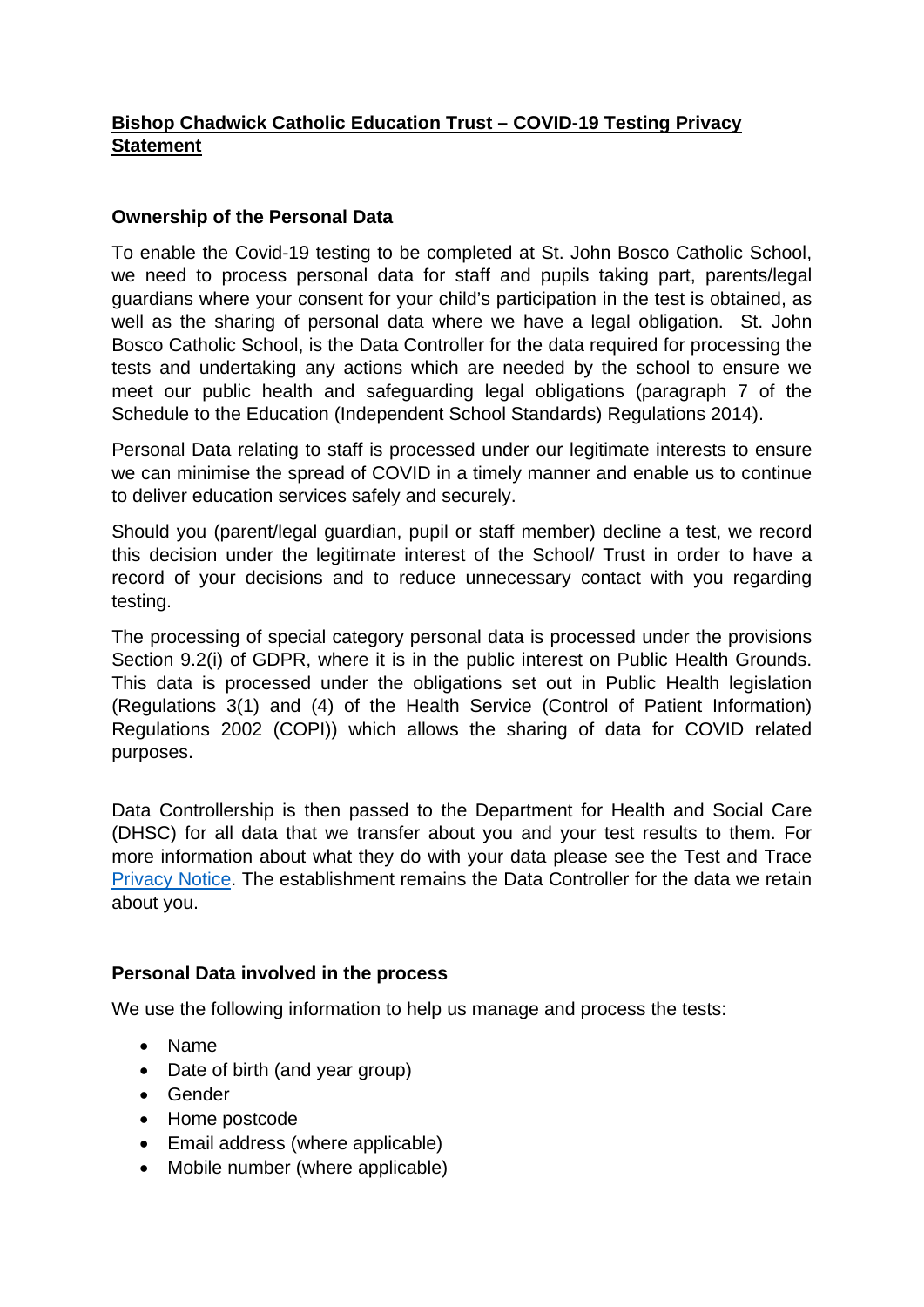# Bishop Chadwick Catholic Education Trust – COVID-19 Testing Privacy Statement

## Ownership of the Personal Data

To enable the Covid-19 testing to be completed at St. John Bosco Catholic School, we need to process personal data for staff and pupils taking part, parents/legal guardians where your consent for your child's participation in the test is obtained, as well as the sharing of personal data where we have a legal obligation. St. John Bosco Catholic School, is the Data Controller for the data required for processing the tests and undertaking any actions which are needed by the school to ensure we meet our public health and safeguarding legal obligations (paragraph 7 of the Schedule to the Education (Independent School Standards) Regulations 2014).

Personal Data relating to staff is processed under our legitimate interests to ensure we can minimise the spread of COVID in a timely manner and enable us to continue to deliver education services safely and securely.

Should you (parent/legal guardian, pupil or staff member) decline a test, we record this decision under the legitimate interest of the School/ Trust in order to have a record of your decisions and to reduce unnecessary contact with you regarding testing.

The processing of special category personal data is processed under the provisions Section 9.2(i) of GDPR, where it is in the public interest on Public Health Grounds. This data is processed under the obligations set out in Public Health legislation (Regulations 3(1) and (4) of the Health Service (Control of Patient Information) Regulations 2002 (COPI)) which allows the sharing of data for COVID related purposes.

Data Controllership is then passed to the Department for Health and Social Care (DHSC) for all data that we transfer about you and your test results to them. For more information about what they do with your data please see the Test and Trace Privacy Notice. The establishment remains the Data Controller for the data we retain about you.

## Personal Data involved in the process

We use the following information to help us manage and process the tests:

- Name
- Date of birth (and year group)
- Gender
- Home postcode
- Email address (where applicable)
- Mobile number (where applicable)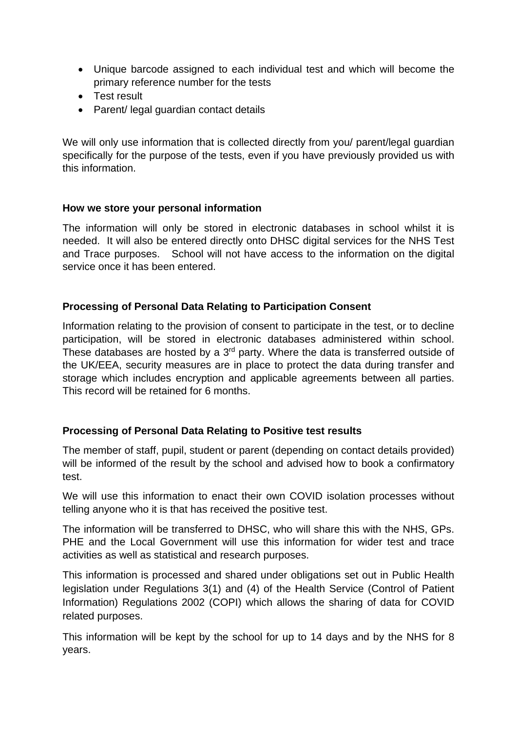- Unique barcode assigned to each individual test and which will become the primary reference number for the tests
- Test result
- Parent/ legal guardian contact details

We will only use information that is collected directly from you/ parent/legal guardian specifically for the purpose of the tests, even if you have previously provided us with this information.

**How we store your personal information**

The information will only be stored in electronic databases in school whilst it is needed. It will also be entered directly onto DHSC digital services for the NHS Test and Trace purposes. School will not have access to the information on the digital service once it has been entered.

**Processing of Personal Data Relating to Participation Consent**

Information relating to the provision of consent to participate in the test, or to decline participation, will be stored in electronic databases administered within school. These databases are hosted by a 3rd party. Where the data is transferred outside of the UK/EEA, security measures are in place to protect the data during transfer and storage which includes encryption and applicable agreements between all parties. This record will be retained for 6 months.

**Processing of Personal Data Relating to Positive test results**

The member of staff, pupil, student or parent (depending on contact details provided) will be informed of the result by the school and advised how to book a confirmatory test.

We will use this information to enact their own COVID isolation processes without telling anyone who it is that has received the positive test.

The information will be transferred to DHSC, who will share this with the NHS, GPs. PHE and the Local Government will use this information for wider test and trace activities as well as statistical and research purposes.

This information is processed and shared under obligations set out in Public Health legislation under Regulations 3(1) and (4) of the Health Service (Control of Patient Information) Regulations 2002 (COPI) which allows the sharing of data for COVID related purposes.

This information will be kept by the school for up to 14 days and by the NHS for 8 years.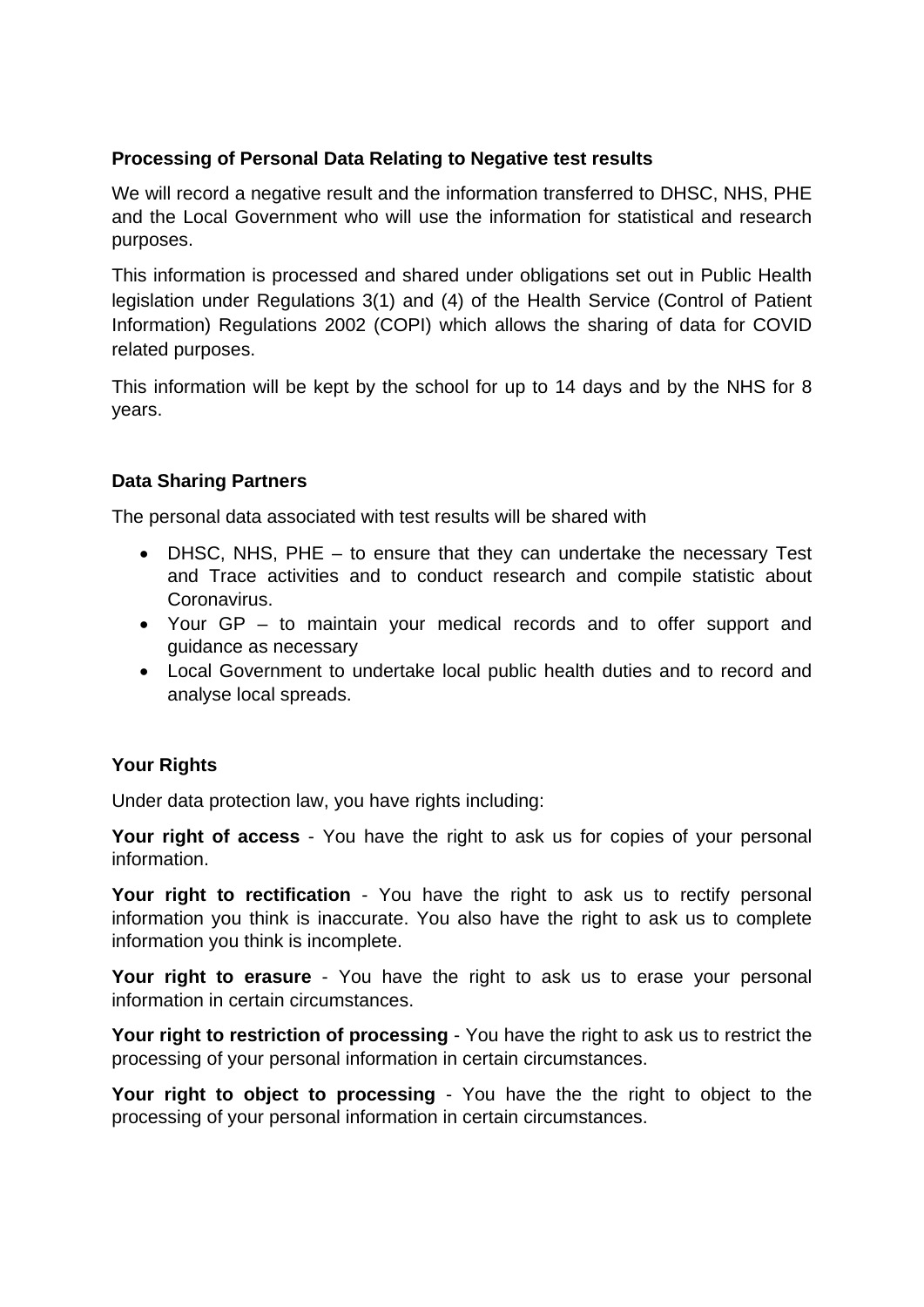**Processing of Personal Data Relating to Negative test results**

We will record a negative result and the information transferred to DHSC, NHS, PHE and the Local Government who will use the information for statistical and research purposes.

This information is processed and shared under obligations set out in Public Health legislation under Regulations 3(1) and (4) of the Health Service (Control of Patient Information) Regulations 2002 (COPI) which allows the sharing of data for COVID related purposes.

This information will be kept by the school for up to 14 days and by the NHS for 8 years.

**Data Sharing Partners**

The personal data associated with test results will be shared with

- DHSC, NHS, PHE – to ensure that they can undertake the necessary Test and Trace activities and to conduct research and compile statistic about Coronavirus.
- Your GP – to maintain your medical records and to offer support and guidance as necessary
- Local Government to undertake local public health duties and to record and analyse local spreads.

**Your Rights**

Under data protection law, you have rights including:

**Your right of access** - You have the right to ask us for copies of your personal information.

**Your right to rectification** - You have the right to ask us to rectify personal information you think is inaccurate. You also have the right to ask us to complete information you think is incomplete.

**Your right to erasure** - You have the right to ask us to erase your personal information in certain circumstances.

**Your right to restriction of processing** - You have the right to ask us to restrict the processing of your personal information in certain circumstances.

**Your right to object to processing** - You have the the right to object to the processing of your personal information in certain circumstances.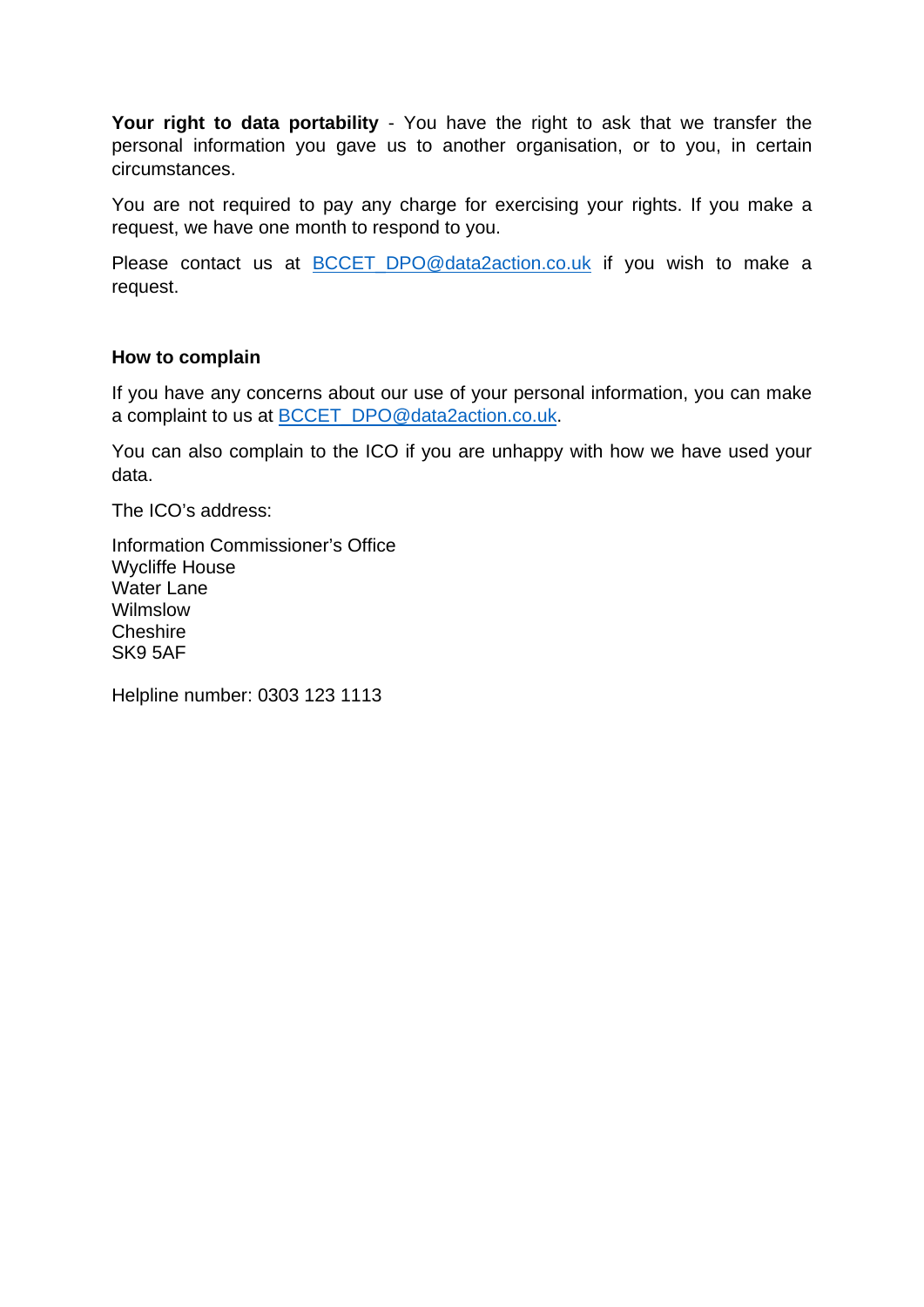**Your right to data portability** - You have the right to ask that we transfer the personal information you gave us to another organisation, or to you, in certain circumstances.

You are not required to pay any charge for exercising your rights. If you make a request, we have one month to respond to you.

Please contact us at BCCET_DPO@data2action.co.uk if you wish to make a request.

### How to complain

If you have any concerns about our use of your personal information, you can make a complaint to us at BCCET_DPO@data2action.co.uk.

You can also complain to the ICO if you are unhappy with how we have used your data.

The ICO's address:

Information Commissioner's Office
Wycliffe House
Water Lane
Wilmslow
Cheshire
SK9 5AF

Helpline number: 0303 123 1113